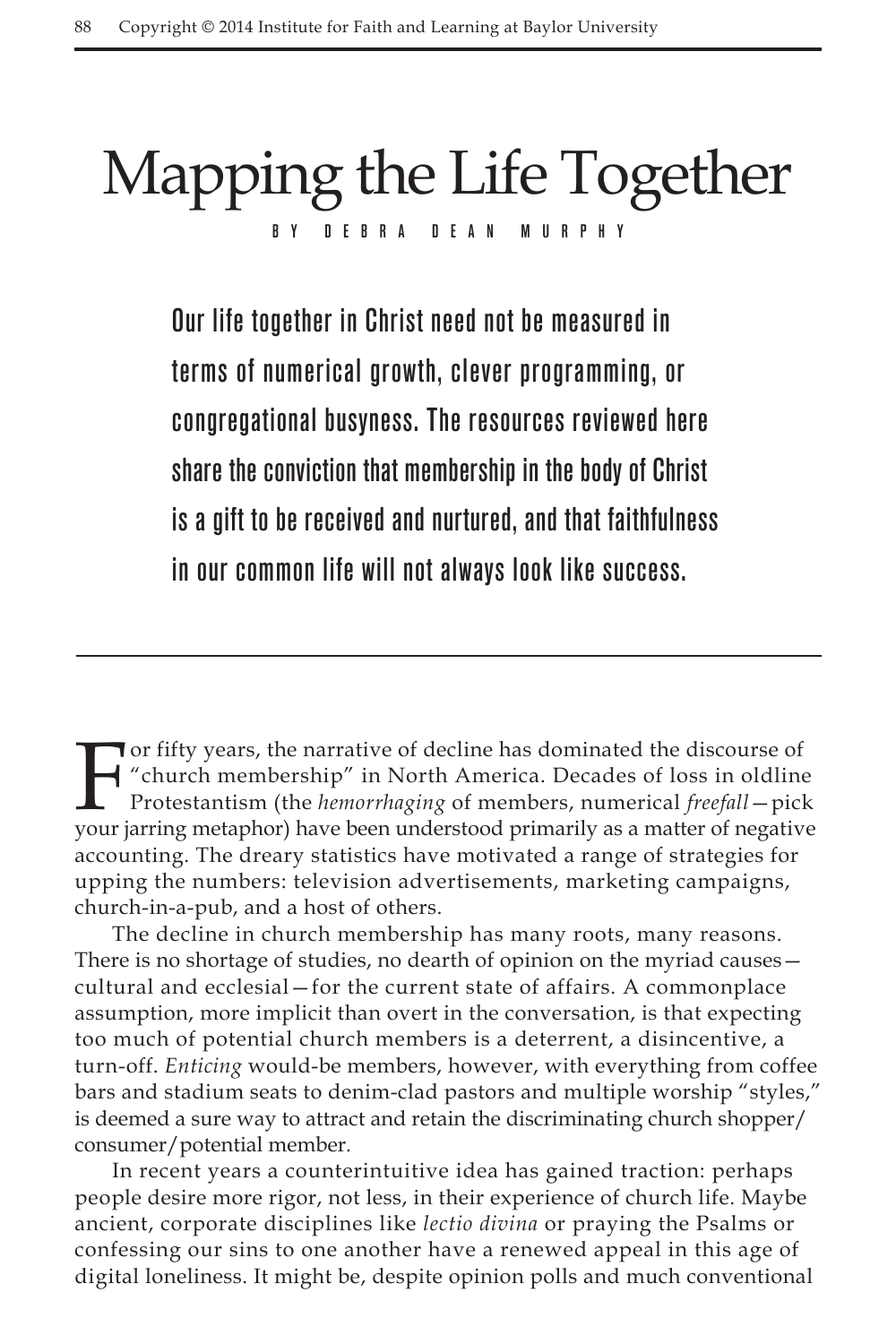# Mapping the Life Together

BY DEBRA DEAN MURPHY

**Our life together in Christ need not be measured in terms of numerical growth, clever programming, or congregational busyness. The resources reviewed here share the conviction that membership in the body of Christ is a gift to be received and nurtured, and that faithfulness in our common life will not always look like success.**

---

For fifty years, the narrative of decline has dominated the discourse of "church membership" in North America. Decades of loss in oldline Protestantism (the *hemorrhaging* of members, numerical *freefall*—pick your jarring metaphor) have been understood primarily as a matter of negative accounting. The dreary statistics have motivated a range of strategies for upping the numbers: television advertisements, marketing campaigns, church-in-a-pub, and a host of others.

The decline in church membership has many roots, many reasons. There is no shortage of studies, no dearth of opinion on the myriad causes—cultural and ecclesial—for the current state of affairs. A commonplace assumption, more implicit than overt in the conversation, is that expecting too much of potential church members is a deterrent, a disincentive, a turn-off. *Enticing* would-be members, however, with everything from coffee bars and stadium seats to denim-clad pastors and multiple worship "styles," is deemed a sure way to attract and retain the discriminating church shopper/consumer/potential member.

In recent years a counterintuitive idea has gained traction: perhaps people desire more rigor, not less, in their experience of church life. Maybe ancient, corporate disciplines like *lectio divina* or praying the Psalms or confessing our sins to one another have a renewed appeal in this age of digital loneliness. It might be, despite opinion polls and much conventional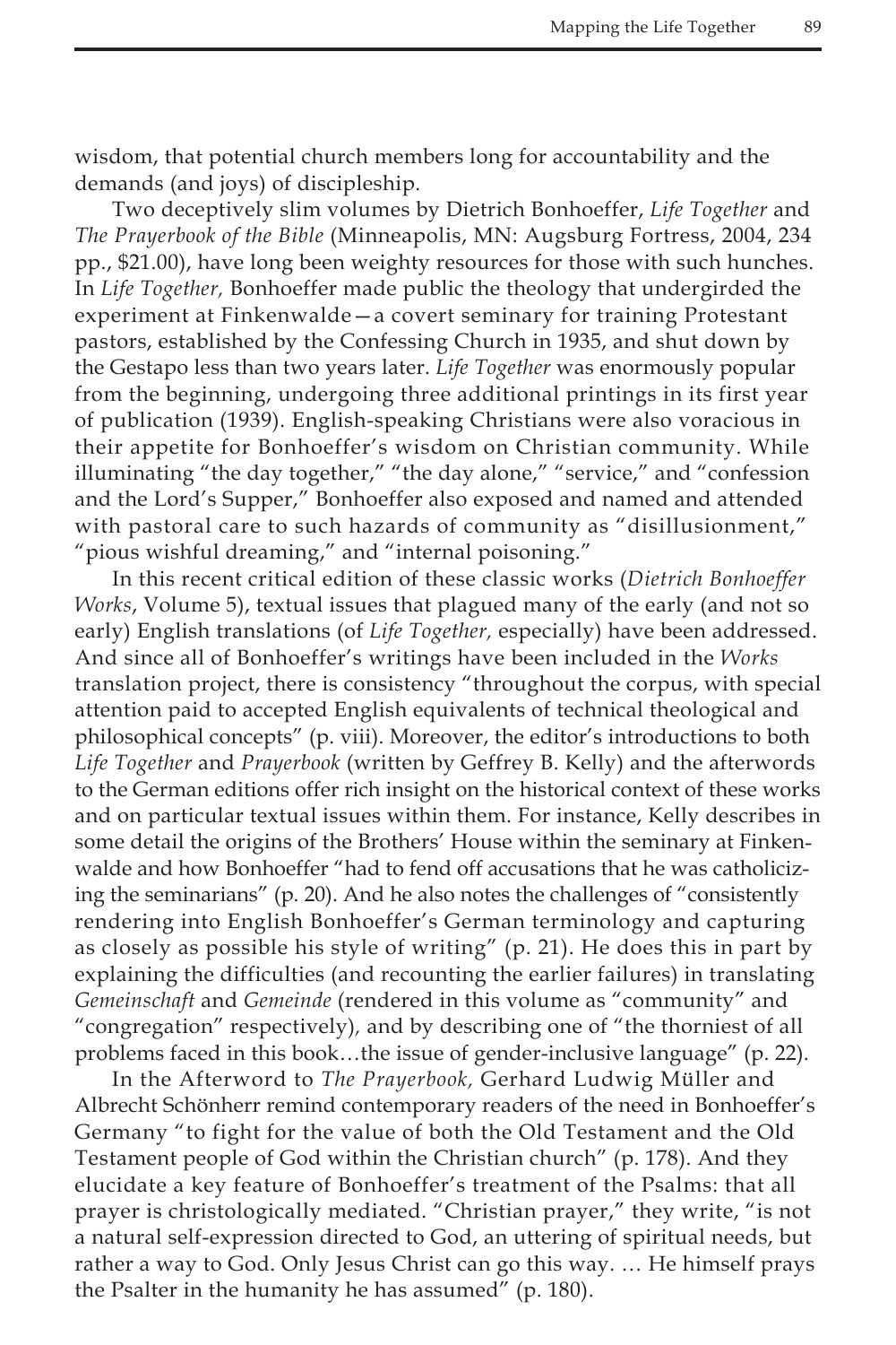wisdom, that potential church members long for accountability and the demands (and joys) of discipleship.

Two deceptively slim volumes by Dietrich Bonhoeffer, *Life Together* and *The Prayerbook of the Bible* (Minneapolis, MN: Augsburg Fortress, 2004, 234 pp., $21.00), have long been weighty resources for those with such hunches. In *Life Together,* Bonhoeffer made public the theology that undergirded the experiment at Finkenwalde—a covert seminary for training Protestant pastors, established by the Confessing Church in 1935, and shut down by the Gestapo less than two years later. *Life Together* was enormously popular from the beginning, undergoing three additional printings in its first year of publication (1939). English-speaking Christians were also voracious in their appetite for Bonhoeffer's wisdom on Christian community. While illuminating "the day together," "the day alone," "service," and "confession and the Lord's Supper," Bonhoeffer also exposed and named and attended with pastoral care to such hazards of community as "disillusionment," "pious wishful dreaming," and "internal poisoning."

In this recent critical edition of these classic works (*Dietrich Bonhoeffer Works*, Volume 5), textual issues that plagued many of the early (and not so early) English translations (of *Life Together,* especially) have been addressed. And since all of Bonhoeffer's writings have been included in the *Works* translation project, there is consistency "throughout the corpus, with special attention paid to accepted English equivalents of technical theological and philosophical concepts" (p. viii). Moreover, the editor's introductions to both *Life Together* and *Prayerbook* (written by Geffrey B. Kelly) and the afterwords to the German editions offer rich insight on the historical context of these works and on particular textual issues within them. For instance, Kelly describes in some detail the origins of the Brothers' House within the seminary at Finkenwalde and how Bonhoeffer "had to fend off accusations that he was catholicizing the seminarians" (p. 20). And he also notes the challenges of "consistently rendering into English Bonhoeffer's German terminology and capturing as closely as possible his style of writing" (p. 21). He does this in part by explaining the difficulties (and recounting the earlier failures) in translating *Gemeinschaft* and *Gemeinde* (rendered in this volume as "community" and "congregation" respectively), and by describing one of "the thorniest of all problems faced in this book…the issue of gender-inclusive language" (p. 22).

In the Afterword to *The Prayerbook,* Gerhard Ludwig Müller and Albrecht Schönherr remind contemporary readers of the need in Bonhoeffer's Germany "to fight for the value of both the Old Testament and the Old Testament people of God within the Christian church" (p. 178). And they elucidate a key feature of Bonhoeffer's treatment of the Psalms: that all prayer is christologically mediated. "Christian prayer," they write, "is not a natural self-expression directed to God, an uttering of spiritual needs, but rather a way to God. Only Jesus Christ can go this way. … He himself prays the Psalter in the humanity he has assumed" (p. 180).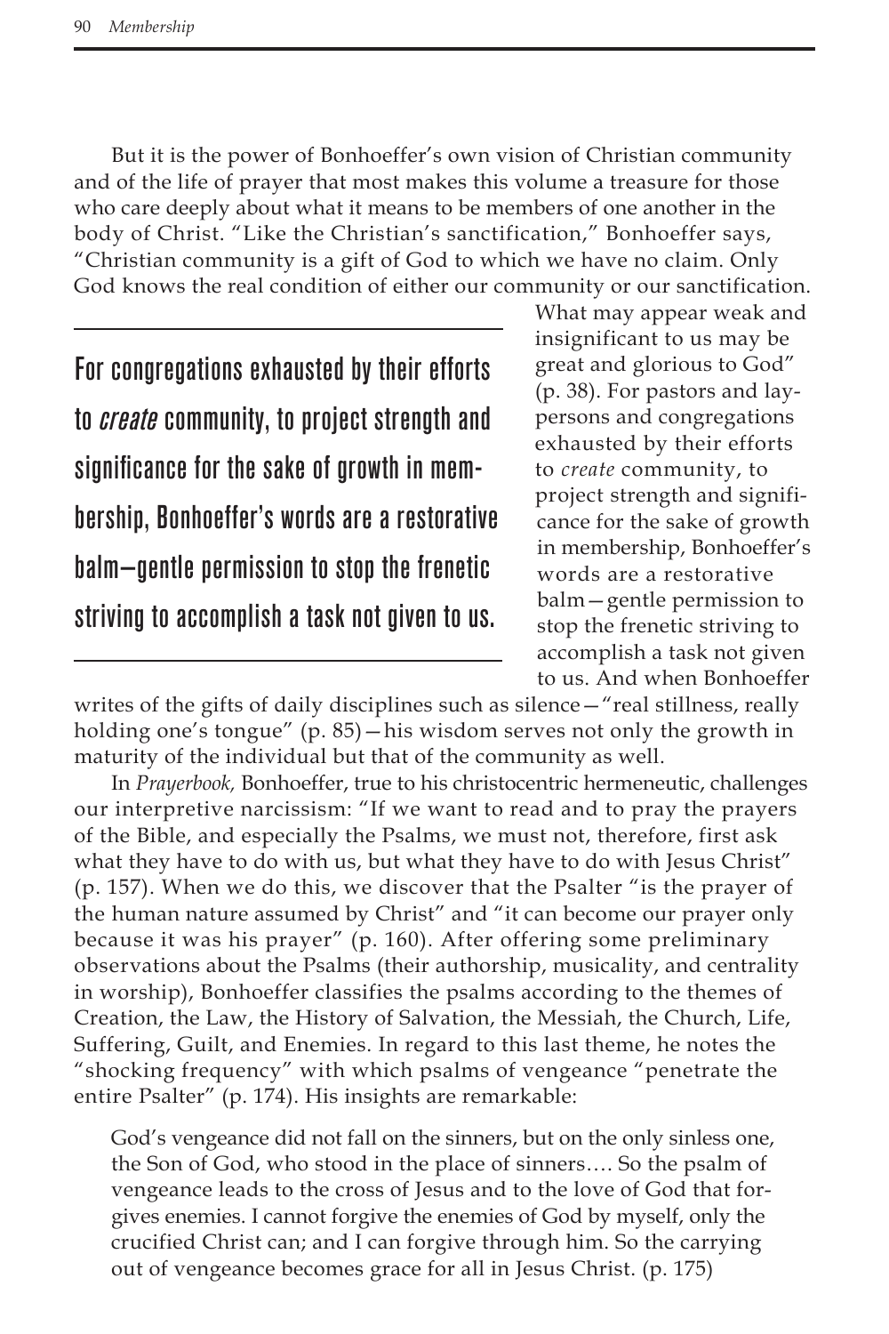But it is the power of Bonhoeffer's own vision of Christian community and of the life of prayer that most makes this volume a treasure for those who care deeply about what it means to be members of one another in the body of Christ. "Like the Christian's sanctification," Bonhoeffer says, "Christian community is a gift of God to which we have no claim. Only God knows the real condition of either our community or our sanctification. What may appear weak and insignificant to us may be great and glorious to God" (p. 38). For pastors and laypersons and congregations exhausted by their efforts to *create* community, to project strength and significance for the sake of growth in membership, Bonhoeffer's words are a restorative balm—gentle permission to stop the frenetic striving to accomplish a task not given to us. And when Bonhoeffer writes of the gifts of daily disciplines such as silence—"real stillness, really holding one's tongue" (p. 85)—his wisdom serves not only the growth in maturity of the individual but that of the community as well.

> For congregations exhausted by their efforts to *create* community, to project strength and significance for the sake of growth in membership, Bonhoeffer's words are a restorative balm—gentle permission to stop the frenetic striving to accomplish a task not given to us.

In *Prayerbook,* Bonhoeffer, true to his christocentric hermeneutic, challenges our interpretive narcissism: "If we want to read and to pray the prayers of the Bible, and especially the Psalms, we must not, therefore, first ask what they have to do with us, but what they have to do with Jesus Christ" (p. 157). When we do this, we discover that the Psalter "is the prayer of the human nature assumed by Christ" and "it can become our prayer only because it was his prayer" (p. 160). After offering some preliminary observations about the Psalms (their authorship, musicality, and centrality in worship), Bonhoeffer classifies the psalms according to the themes of Creation, the Law, the History of Salvation, the Messiah, the Church, Life, Suffering, Guilt, and Enemies. In regard to this last theme, he notes the "shocking frequency" with which psalms of vengeance "penetrate the entire Psalter" (p. 174). His insights are remarkable:

> God's vengeance did not fall on the sinners, but on the only sinless one, the Son of God, who stood in the place of sinners…. So the psalm of vengeance leads to the cross of Jesus and to the love of God that forgives enemies. I cannot forgive the enemies of God by myself, only the crucified Christ can; and I can forgive through him. So the carrying out of vengeance becomes grace for all in Jesus Christ. (p. 175)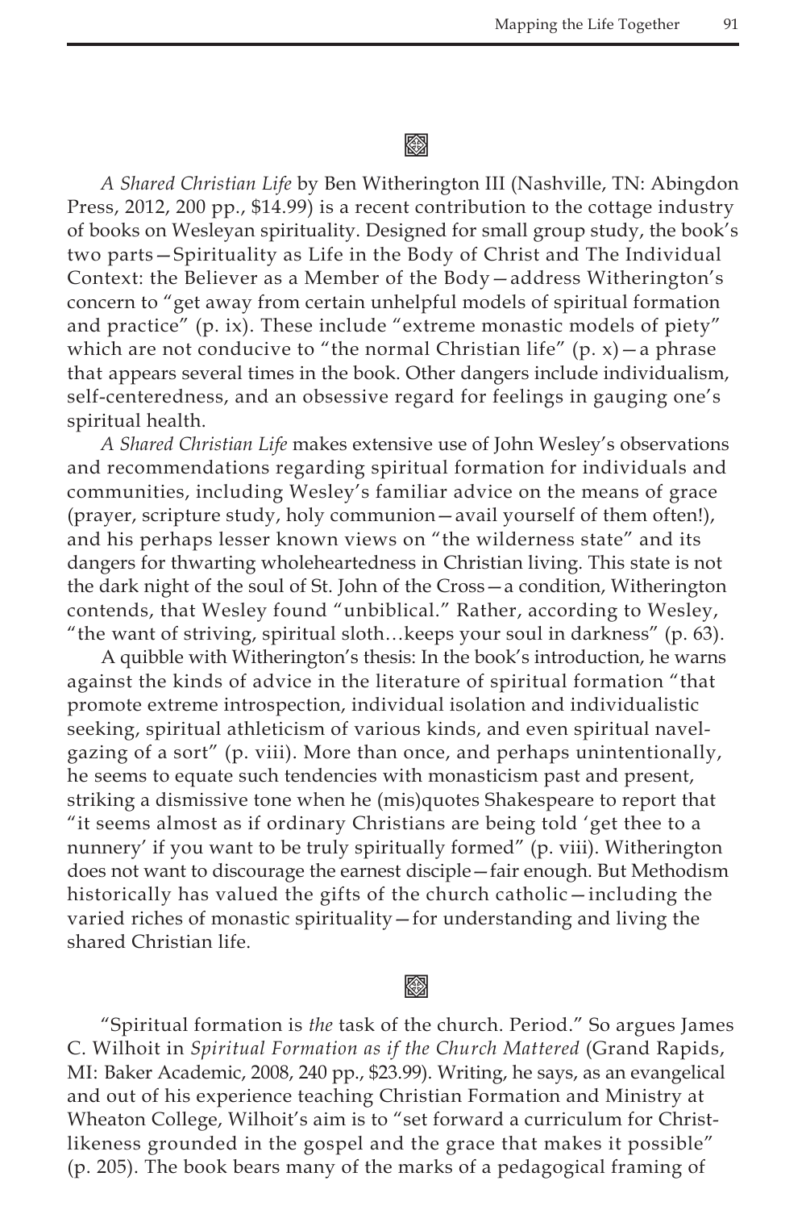*A Shared Christian Life* by Ben Witherington III (Nashville, TN: Abingdon Press, 2012, 200 pp., $14.99) is a recent contribution to the cottage industry of books on Wesleyan spirituality. Designed for small group study, the book's two parts—Spirituality as Life in the Body of Christ and The Individual Context: the Believer as a Member of the Body—address Witherington's concern to "get away from certain unhelpful models of spiritual formation and practice" (p. ix). These include "extreme monastic models of piety" which are not conducive to "the normal Christian life" (p. x)—a phrase that appears several times in the book. Other dangers include individualism, self-centeredness, and an obsessive regard for feelings in gauging one's spiritual health.

*A Shared Christian Life* makes extensive use of John Wesley's observations and recommendations regarding spiritual formation for individuals and communities, including Wesley's familiar advice on the means of grace (prayer, scripture study, holy communion—avail yourself of them often!), and his perhaps lesser known views on "the wilderness state" and its dangers for thwarting wholeheartedness in Christian living. This state is not the dark night of the soul of St. John of the Cross—a condition, Witherington contends, that Wesley found "unbiblical." Rather, according to Wesley, "the want of striving, spiritual sloth…keeps your soul in darkness" (p. 63).

A quibble with Witherington's thesis: In the book's introduction, he warns against the kinds of advice in the literature of spiritual formation "that promote extreme introspection, individual isolation and individualistic seeking, spiritual athleticism of various kinds, and even spiritual navel-gazing of a sort" (p. viii). More than once, and perhaps unintentionally, he seems to equate such tendencies with monasticism past and present, striking a dismissive tone when he (mis)quotes Shakespeare to report that "it seems almost as if ordinary Christians are being told 'get thee to a nunnery' if you want to be truly spiritually formed" (p. viii). Witherington does not want to discourage the earnest disciple—fair enough. But Methodism historically has valued the gifts of the church catholic—including the varied riches of monastic spirituality—for understanding and living the shared Christian life.

"Spiritual formation is *the* task of the church. Period." So argues James C. Wilhoit in *Spiritual Formation as if the Church Mattered* (Grand Rapids, MI: Baker Academic, 2008, 240 pp., $23.99). Writing, he says, as an evangelical and out of his experience teaching Christian Formation and Ministry at Wheaton College, Wilhoit's aim is to "set forward a curriculum for Christ-likeness grounded in the gospel and the grace that makes it possible" (p. 205). The book bears many of the marks of a pedagogical framing of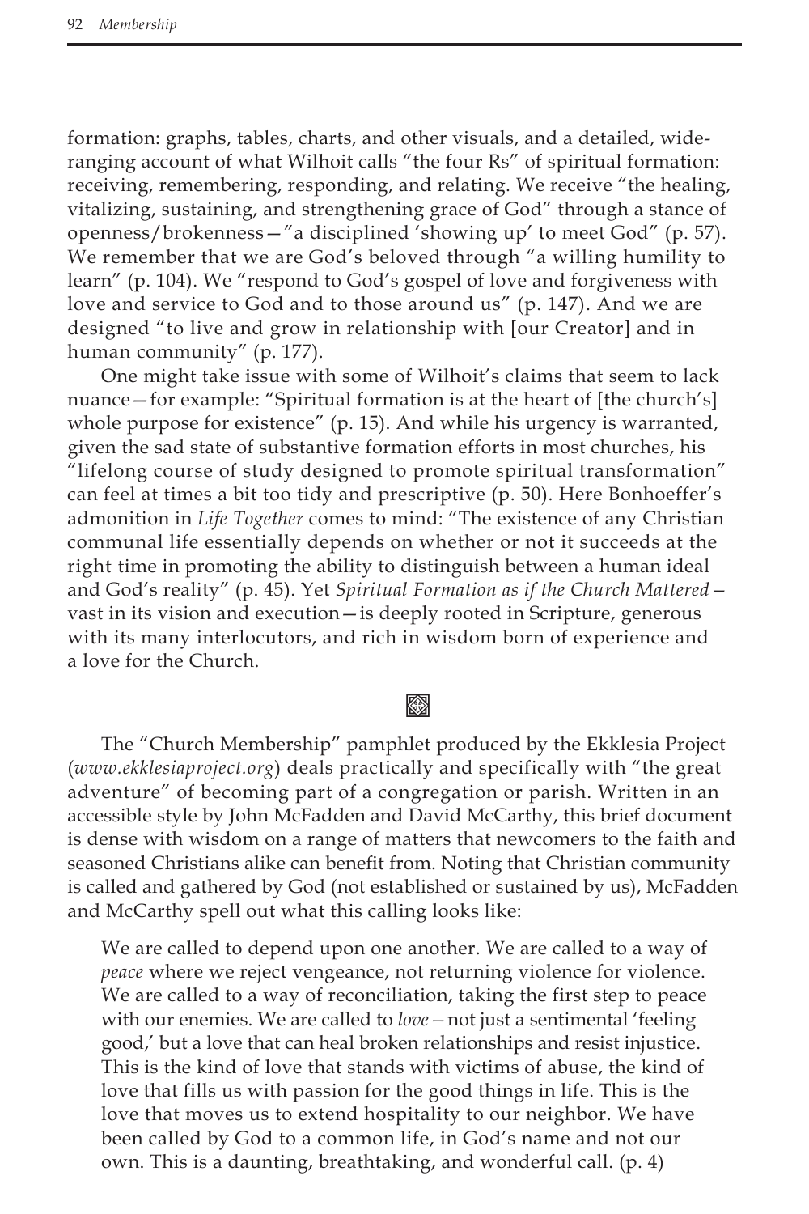formation: graphs, tables, charts, and other visuals, and a detailed, wide-ranging account of what Wilhoit calls "the four Rs" of spiritual formation: receiving, remembering, responding, and relating. We receive "the healing, vitalizing, sustaining, and strengthening grace of God" through a stance of openness/brokenness—"a disciplined 'showing up' to meet God" (p. 57). We remember that we are God's beloved through "a willing humility to learn" (p. 104). We "respond to God's gospel of love and forgiveness with love and service to God and to those around us" (p. 147). And we are designed "to live and grow in relationship with [our Creator] and in human community" (p. 177).

One might take issue with some of Wilhoit's claims that seem to lack nuance—for example: "Spiritual formation is at the heart of [the church's] whole purpose for existence" (p. 15). And while his urgency is warranted, given the sad state of substantive formation efforts in most churches, his "lifelong course of study designed to promote spiritual transformation" can feel at times a bit too tidy and prescriptive (p. 50). Here Bonhoeffer's admonition in *Life Together* comes to mind: "The existence of any Christian communal life essentially depends on whether or not it succeeds at the right time in promoting the ability to distinguish between a human ideal and God's reality" (p. 45). Yet *Spiritual Formation as if the Church Mattered*—vast in its vision and execution—is deeply rooted in Scripture, generous with its many interlocutors, and rich in wisdom born of experience and a love for the Church.

The "Church Membership" pamphlet produced by the Ekklesia Project (*www.ekklesiaproject.org*) deals practically and specifically with "the great adventure" of becoming part of a congregation or parish. Written in an accessible style by John McFadden and David McCarthy, this brief document is dense with wisdom on a range of matters that newcomers to the faith and seasoned Christians alike can benefit from. Noting that Christian community is called and gathered by God (not established or sustained by us), McFadden and McCarthy spell out what this calling looks like:

> We are called to depend upon one another. We are called to a way of *peace* where we reject vengeance, not returning violence for violence. We are called to a way of reconciliation, taking the first step to peace with our enemies. We are called to *love*—not just a sentimental 'feeling good,' but a love that can heal broken relationships and resist injustice. This is the kind of love that stands with victims of abuse, the kind of love that fills us with passion for the good things in life. This is the love that moves us to extend hospitality to our neighbor. We have been called by God to a common life, in God's name and not our own. This is a daunting, breathtaking, and wonderful call. (p. 4)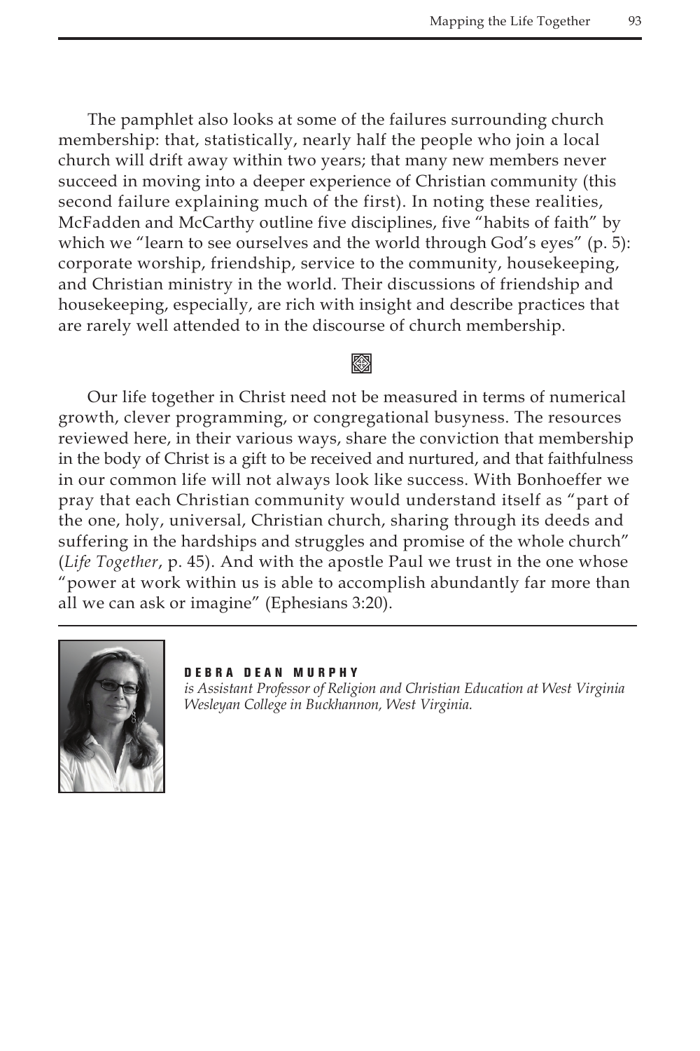The pamphlet also looks at some of the failures surrounding church membership: that, statistically, nearly half the people who join a local church will drift away within two years; that many new members never succeed in moving into a deeper experience of Christian community (this second failure explaining much of the first). In noting these realities, McFadden and McCarthy outline five disciplines, five "habits of faith" by which we "learn to see ourselves and the world through God's eyes" (p. 5): corporate worship, friendship, service to the community, housekeeping, and Christian ministry in the world. Their discussions of friendship and housekeeping, especially, are rich with insight and describe practices that are rarely well attended to in the discourse of church membership.

Our life together in Christ need not be measured in terms of numerical growth, clever programming, or congregational busyness. The resources reviewed here, in their various ways, share the conviction that membership in the body of Christ is a gift to be received and nurtured, and that faithfulness in our common life will not always look like success. With Bonhoeffer we pray that each Christian community would understand itself as "part of the one, holy, universal, Christian church, sharing through its deeds and suffering in the hardships and struggles and promise of the whole church" (*Life Together*, p. 45). And with the apostle Paul we trust in the one whose "power at work within us is able to accomplish abundantly far more than all we can ask or imagine" (Ephesians 3:20).

**DEBRA DEAN MURPHY**
*is Assistant Professor of Religion and Christian Education at West Virginia Wesleyan College in Buckhannon, West Virginia.*